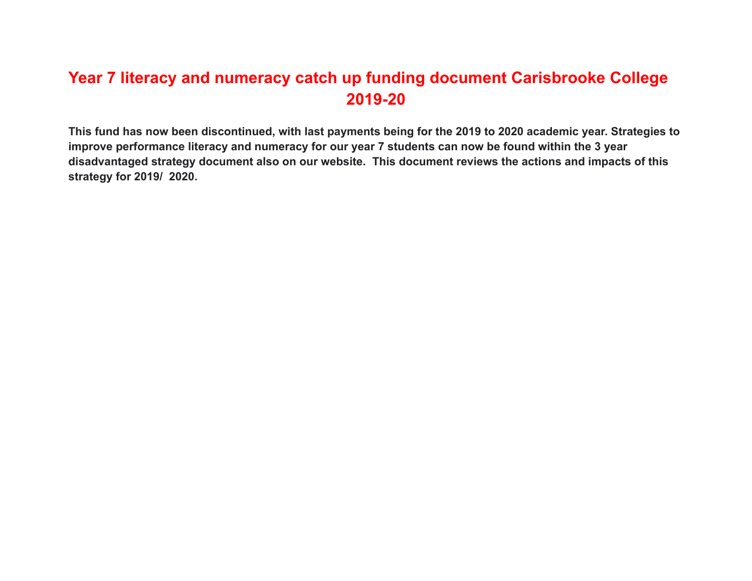# Year 7 literacy and numeracy catch up funding document Carisbrooke College 2019-20

**This fund has now been discontinued, with last payments being for the 2019 to 2020 academic year. Strategies to improve performance literacy and numeracy for our year 7 students can now be found within the 3 year disadvantaged strategy document also on our website. This document reviews the actions and impacts of this strategy for 2019/ 2020.**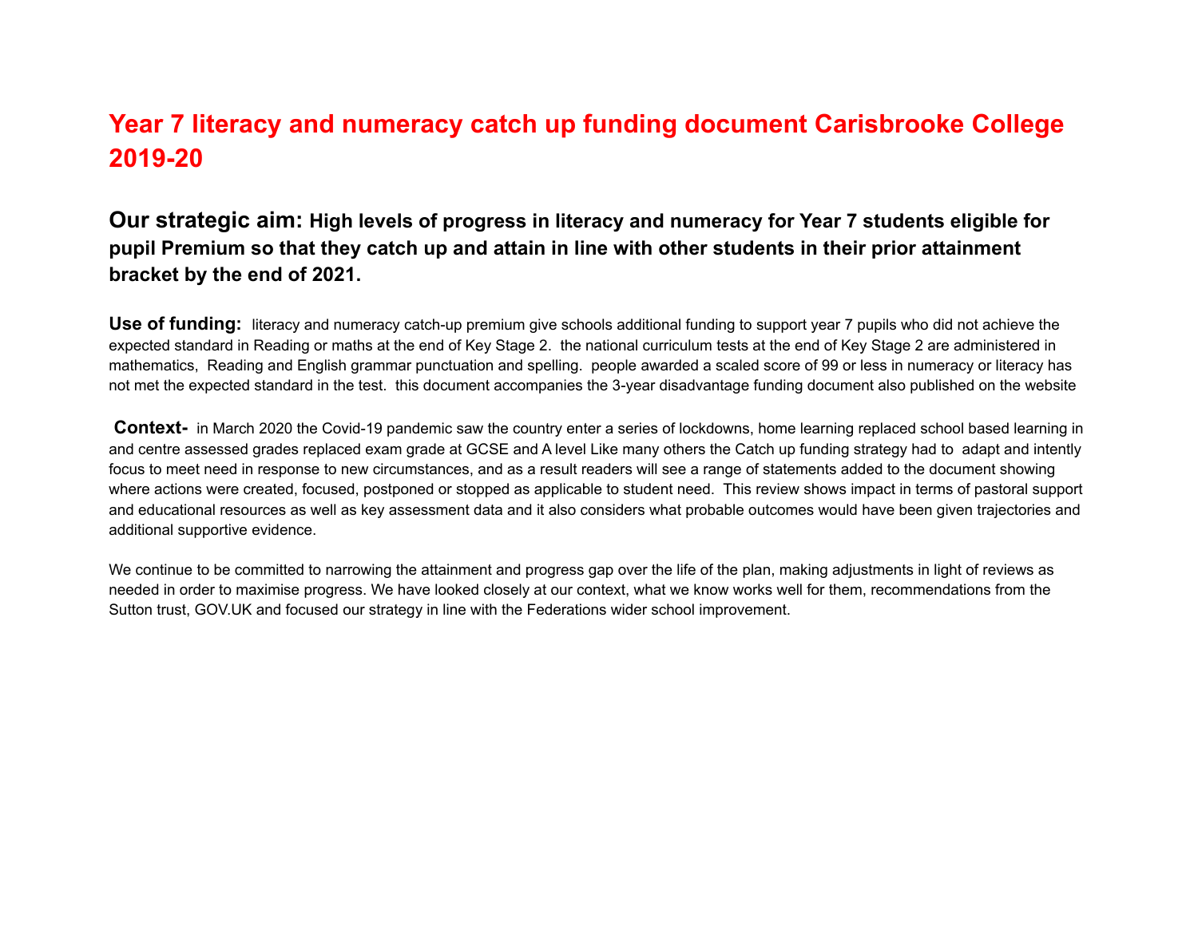# Year 7 literacy and numeracy catch up funding document Carisbrooke College 2019-20

**Our strategic aim: High levels of progress in literacy and numeracy for Year 7 students eligible for pupil Premium so that they catch up and attain in line with other students in their prior attainment bracket by the end of 2021.**

**Use of funding:** literacy and numeracy catch-up premium give schools additional funding to support year 7 pupils who did not achieve the expected standard in Reading or maths at the end of Key Stage 2. the national curriculum tests at the end of Key Stage 2 are administered in mathematics, Reading and English grammar punctuation and spelling. people awarded a scaled score of 99 or less in numeracy or literacy has not met the expected standard in the test. this document accompanies the 3-year disadvantage funding document also published on the website

**Context-** in March 2020 the Covid-19 pandemic saw the country enter a series of lockdowns, home learning replaced school based learning in and centre assessed grades replaced exam grade at GCSE and A level Like many others the Catch up funding strategy had to adapt and intently focus to meet need in response to new circumstances, and as a result readers will see a range of statements added to the document showing where actions were created, focused, postponed or stopped as applicable to student need. This review shows impact in terms of pastoral support and educational resources as well as key assessment data and it also considers what probable outcomes would have been given trajectories and additional supportive evidence.

We continue to be committed to narrowing the attainment and progress gap over the life of the plan, making adjustments in light of reviews as needed in order to maximise progress. We have looked closely at our context, what we know works well for them, recommendations from the Sutton trust, GOV.UK and focused our strategy in line with the Federations wider school improvement.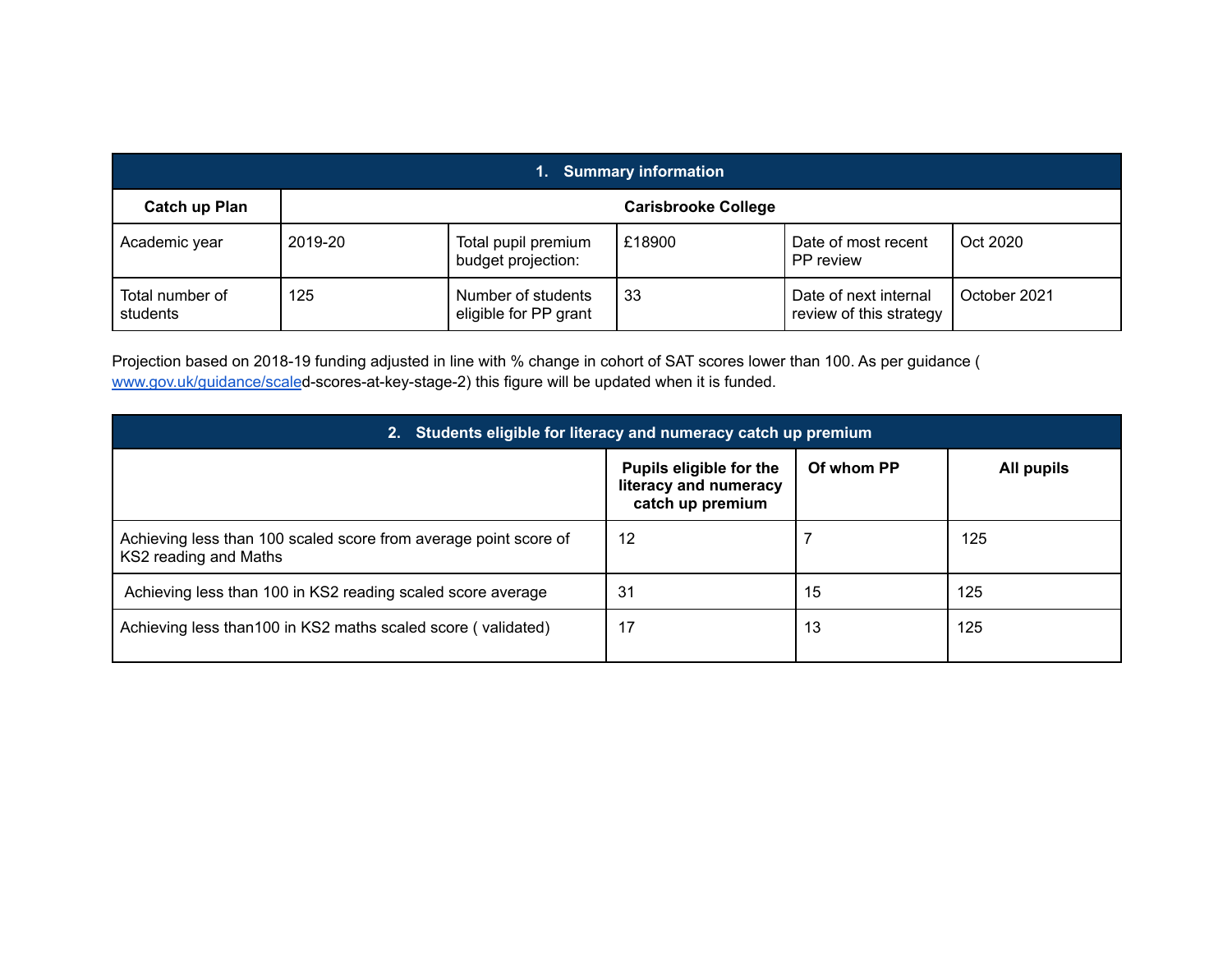| 1. Summary information | | | | | |
|---|---|---|---|---|---|
| **Catch up Plan** | **Carisbrooke College** | | | | |
| Academic year | 2019-20 | Total pupil premium budget projection: | £18900 | Date of most recent PP review | Oct 2020 |
| Total number of students | 125 | Number of students eligible for PP grant | 33 | Date of next internal review of this strategy | October 2021 |

Projection based on 2018-19 funding adjusted in line with % change in cohort of SAT scores lower than 100. As per guidance ( www.gov.uk/guidance/scaled-scores-at-key-stage-2) this figure will be updated when it is funded.

| 2. Students eligible for literacy and numeracy catch up premium | | | |
|---|---|---|---|
| | **Pupils eligible for the literacy and numeracy catch up premium** | **Of whom PP** | **All pupils** |
| Achieving less than 100 scaled score from average point score of KS2 reading and Maths | 12 | 7 | 125 |
| Achieving less than 100 in KS2 reading scaled score average | 31 | 15 | 125 |
| Achieving less than100 in KS2 maths scaled score ( validated) | 17 | 13 | 125 |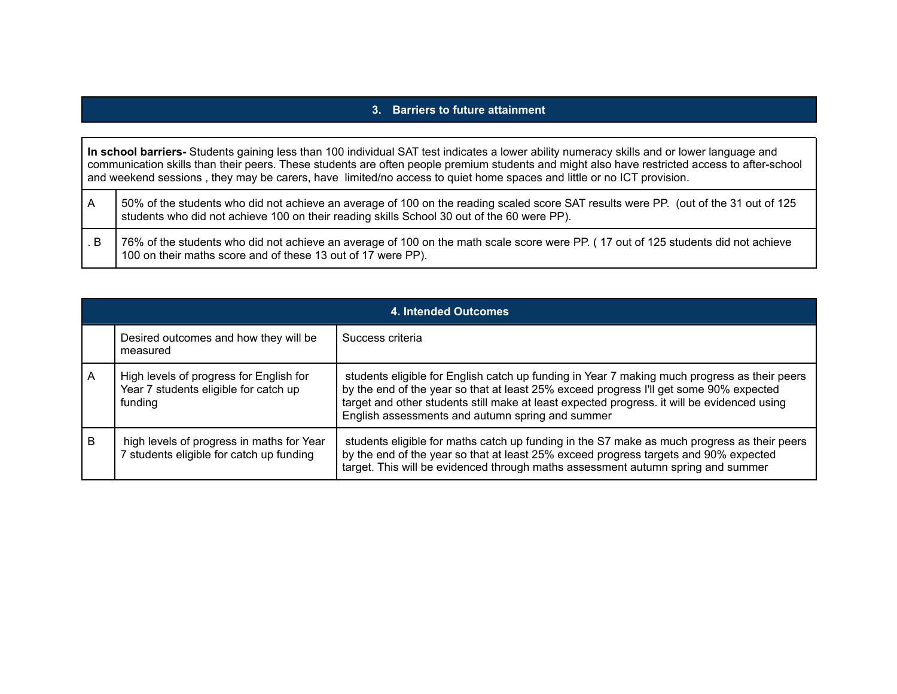## 3. Barriers to future attainment

| **In school barriers-** Students gaining less than 100 individual SAT test indicates a lower ability numeracy skills and or lower language and communication skills than their peers. These students are often people premium students and might also have restricted access to after-school and weekend sessions , they may be carers, have limited/no access to quiet home spaces and little or no ICT provision. | |
|---|---|
| A | 50% of the students who did not achieve an average of 100 on the reading scaled score SAT results were PP. (out of the 31 out of 125 students who did not achieve 100 on their reading skills School 30 out of the 60 were PP). |
| . B | 76% of the students who did not achieve an average of 100 on the math scale score were PP. ( 17 out of 125 students did not achieve 100 on their maths score and of these 13 out of 17 were PP). |

## 4. Intended Outcomes

| | Desired outcomes and how they will be measured | Success criteria |
|---|---|---|
| A | High levels of progress for English for Year 7 students eligible for catch up funding | students eligible for English catch up funding in Year 7 making much progress as their peers by the end of the year so that at least 25% exceed progress I'll get some 90% expected target and other students still make at least expected progress. it will be evidenced using English assessments and autumn spring and summer |
| B | high levels of progress in maths for Year 7 students eligible for catch up funding | students eligible for maths catch up funding in the S7 make as much progress as their peers by the end of the year so that at least 25% exceed progress targets and 90% expected target. This will be evidenced through maths assessment autumn spring and summer |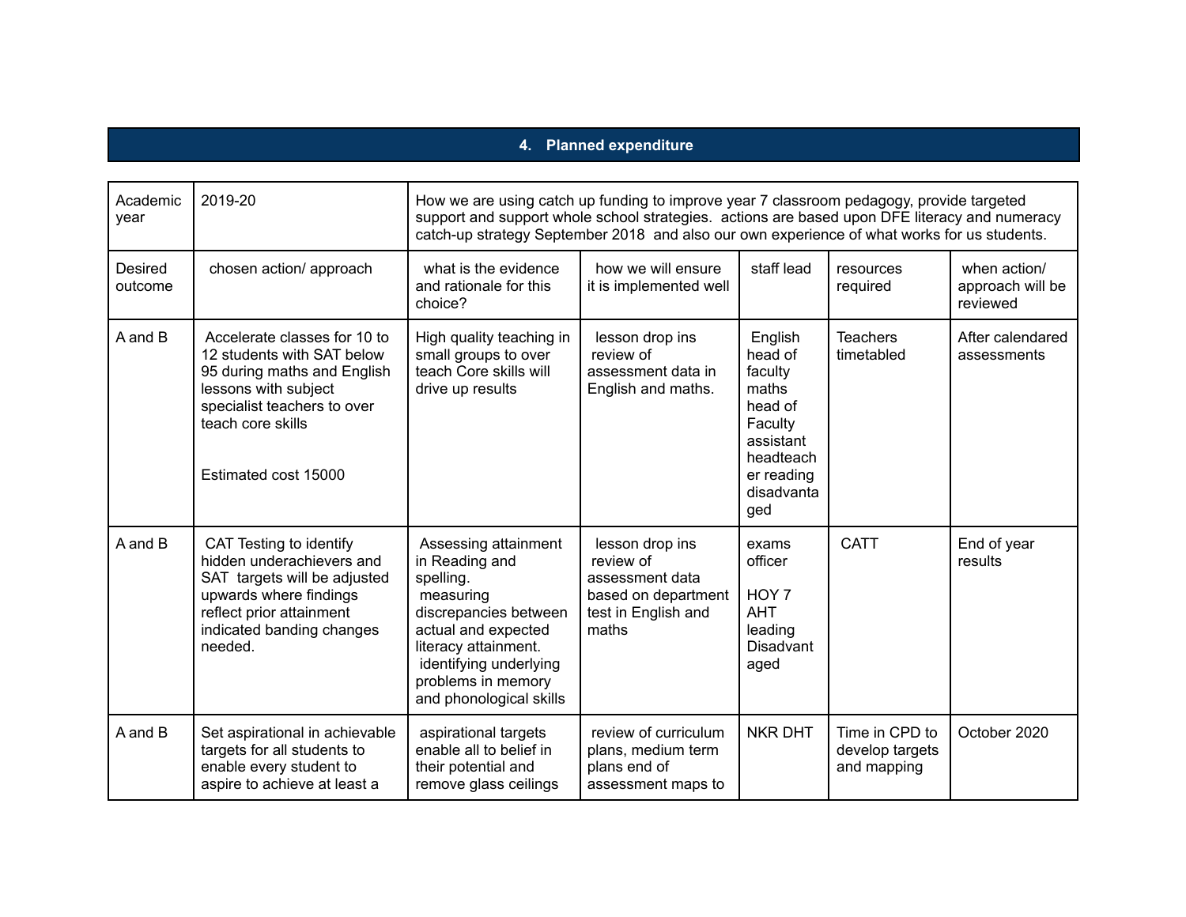## 4. Planned expenditure

| Academic year | 2019-20 | How we are using catch up funding to improve year 7 classroom pedagogy, provide targeted support and support whole school strategies. actions are based upon DFE literacy and numeracy catch-up strategy September 2018 and also our own experience of what works for us students. | | | | |
|---|---|---|---|---|---|---|
| Desired outcome | chosen action/ approach | what is the evidence and rationale for this choice? | how we will ensure it is implemented well | staff lead | resources required | when action/ approach will be reviewed |
| A and B | Accelerate classes for 10 to 12 students with SAT below 95 during maths and English lessons with subject specialist teachers to over teach core skills<br><br>Estimated cost 15000 | High quality teaching in small groups to over teach Core skills will drive up results | lesson drop ins review of assessment data in English and maths. | English head of faculty maths head of Faculty assistant headteacher reading disadvantaged | Teachers timetabled | After calendared assessments |
| A and B | CAT Testing to identify hidden underachievers and SAT targets will be adjusted upwards where findings reflect prior attainment indicated banding changes needed. | Assessing attainment in Reading and spelling. measuring discrepancies between actual and expected literacy attainment. identifying underlying problems in memory and phonological skills | lesson drop ins review of assessment data based on department test in English and maths | exams officer<br><br>HOY 7 AHT leading Disadvantaged | CATT | End of year results |
| A and B | Set aspirational in achievable targets for all students to enable every student to aspire to achieve at least a | aspirational targets enable all to belief in their potential and remove glass ceilings | review of curriculum plans, medium term plans end of assessment maps to | NKR DHT | Time in CPD to develop targets and mapping | October 2020 |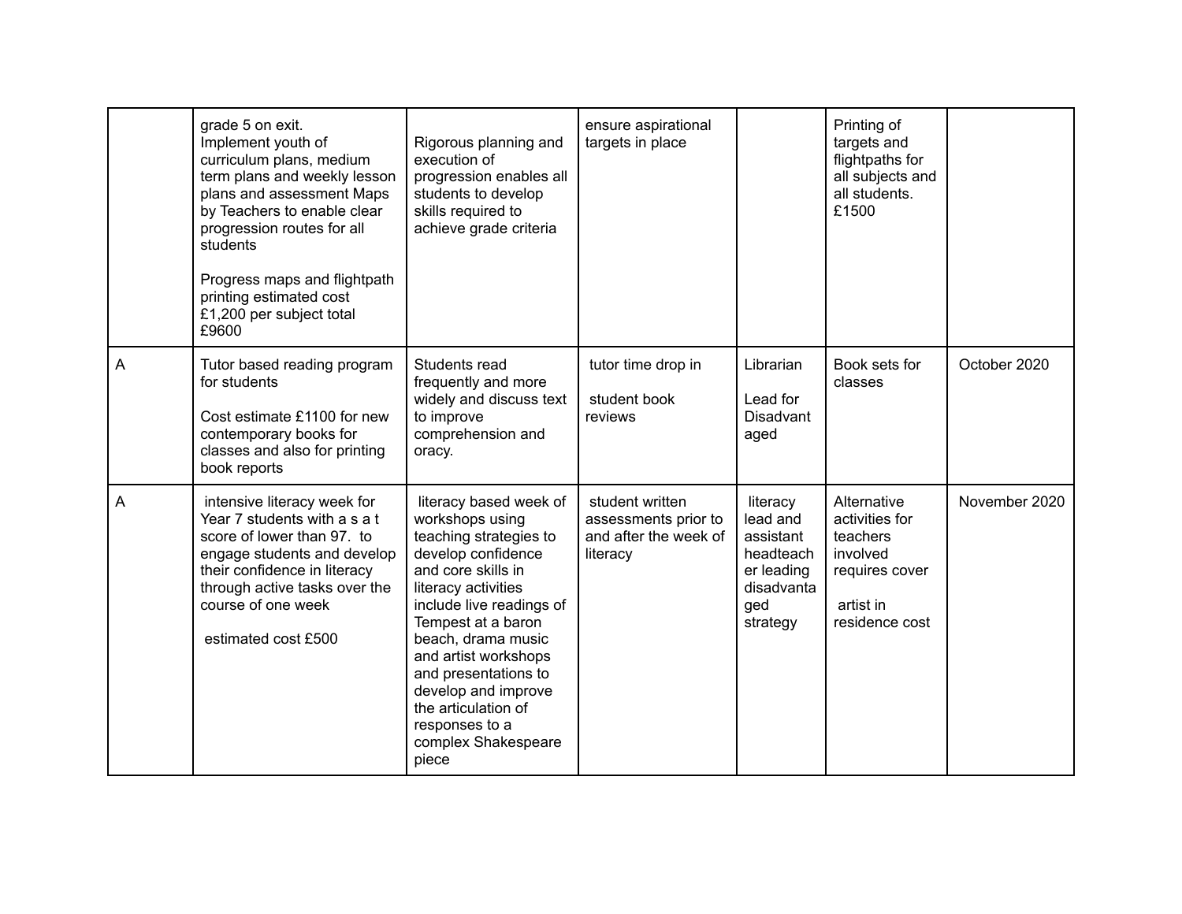| | | | | | | |
|---|---|---|---|---|---|---|
| | grade 5 on exit.<br>Implement youth of curriculum plans, medium term plans and weekly lesson plans and assessment Maps by Teachers to enable clear progression routes for all students<br><br>Progress maps and flightpath printing estimated cost £1,200 per subject total £9600 | Rigorous planning and execution of progression enables all students to develop skills required to achieve grade criteria | ensure aspirational targets in place | | Printing of targets and flightpaths for all subjects and all students. £1500 | |
| A | Tutor based reading program for students<br><br>Cost estimate £1100 for new contemporary books for classes and also for printing book reports | Students read frequently and more widely and discuss text to improve comprehension and oracy. | tutor time drop in<br><br>student book reviews | Librarian<br><br>Lead for Disadvantaged | Book sets for classes | October 2020 |
| A | intensive literacy week for Year 7 students with a s a t score of lower than 97. to engage students and develop their confidence in literacy through active tasks over the course of one week<br><br>estimated cost £500 | literacy based week of workshops using teaching strategies to develop confidence and core skills in literacy activities include live readings of Tempest at a baron beach, drama music and artist workshops and presentations to develop and improve the articulation of responses to a complex Shakespeare piece | student written assessments prior to and after the week of literacy | literacy lead and assistant headteacher leading disadvantaged strategy | Alternative activities for teachers involved requires cover<br><br>artist in residence cost | November 2020 |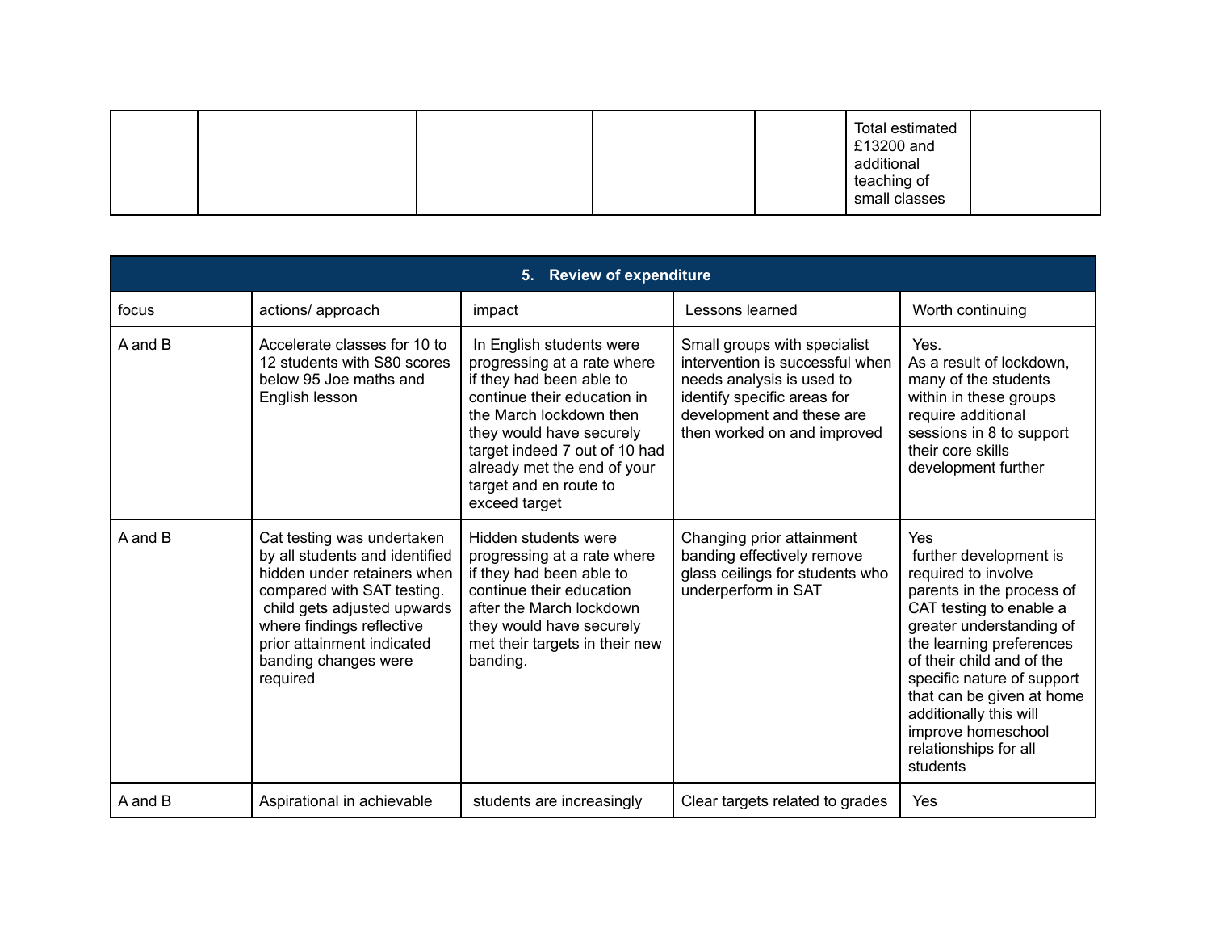| | | | | | Total estimated £13200 and additional teaching of small classes | |
|---|---|---|---|---|---|---|

| 5. Review of expenditure | | | | |
|---|---|---|---|---|
| focus | actions/ approach | impact | Lessons learned | Worth continuing |
| A and B | Accelerate classes for 10 to 12 students with S80 scores below 95 Joe maths and English lesson | In English students were progressing at a rate where if they had been able to continue their education in the March lockdown then they would have securely target indeed 7 out of 10 had already met the end of your target and en route to exceed target | Small groups with specialist intervention is successful when needs analysis is used to identify specific areas for development and these are then worked on and improved | Yes. As a result of lockdown, many of the students within in these groups require additional sessions in 8 to support their core skills development further |
| A and B | Cat testing was undertaken by all students and identified hidden under retainers when compared with SAT testing. child gets adjusted upwards where findings reflective prior attainment indicated banding changes were required | Hidden students were progressing at a rate where if they had been able to continue their education after the March lockdown they would have securely met their targets in their new banding. | Changing prior attainment banding effectively remove glass ceilings for students who underperform in SAT | Yes further development is required to involve parents in the process of CAT testing to enable a greater understanding of the learning preferences of their child and of the specific nature of support that can be given at home additionally this will improve homeschool relationships for all students |
| A and B | Aspirational in achievable | students are increasingly | Clear targets related to grades | Yes |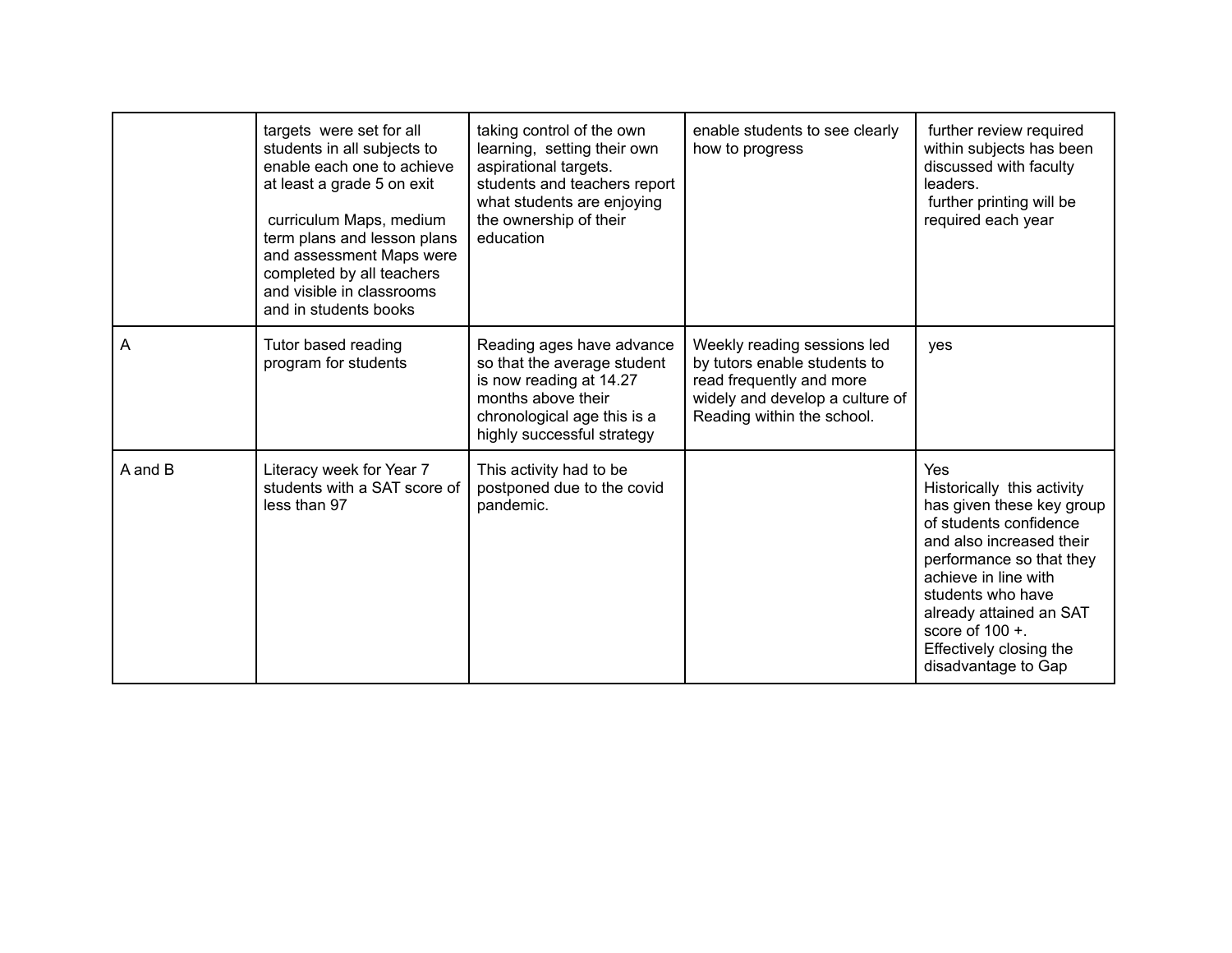| | | | | |
|---|---|---|---|---|
| | targets were set for all students in all subjects to enable each one to achieve at least a grade 5 on exit<br><br>curriculum Maps, medium term plans and lesson plans and assessment Maps were completed by all teachers and visible in classrooms and in students books | taking control of the own learning, setting their own aspirational targets. students and teachers report what students are enjoying the ownership of their education | enable students to see clearly how to progress | further review required within subjects has been discussed with faculty leaders.<br>further printing will be required each year |
| A | Tutor based reading program for students | Reading ages have advance so that the average student is now reading at 14.27 months above their chronological age this is a highly successful strategy | Weekly reading sessions led by tutors enable students to read frequently and more widely and develop a culture of Reading within the school. | yes |
| A and B | Literacy week for Year 7 students with a SAT score of less than 97 | This activity had to be postponed due to the covid pandemic. | | Yes<br>Historically this activity has given these key group of students confidence and also increased their performance so that they achieve in line with students who have already attained an SAT score of 100 +.<br>Effectively closing the disadvantage to Gap |